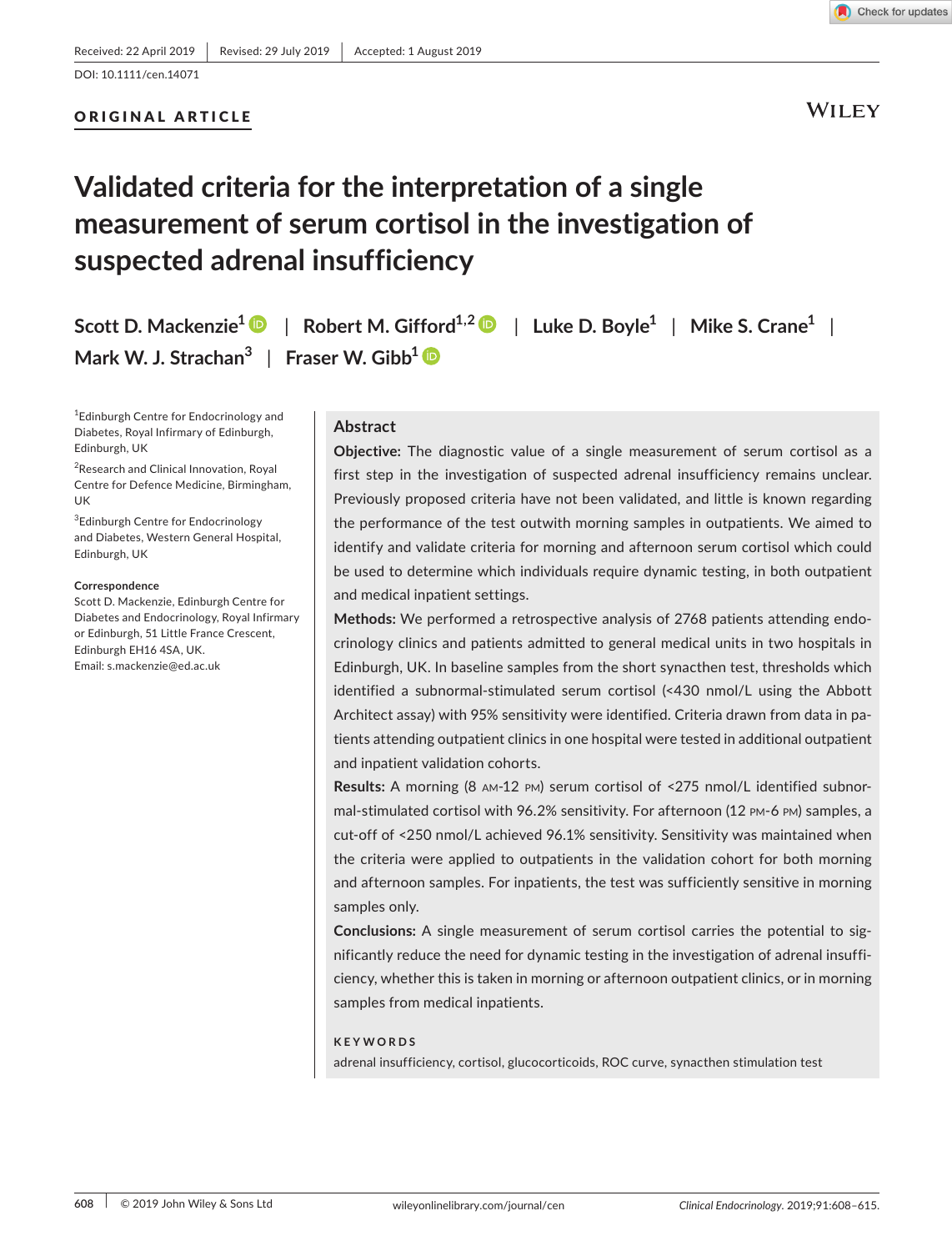Received: 22 April 2019 | Revised: 29 July 2019 | Accepted: 1 August 2019

DOI: 10.1111/cen.14071

**ORIGINAL ARTICLE**

# Validated criteria for the interpretation of a single measurement of serum cortisol in the investigation of suspected adrenal insufficiency

Scott D. Mackenzie[1] | Robert M. Gifford[1,2] | Luke D. Boyle[1] | Mike S. Crane[1] | Mark W. J. Strachan[3] | Fraser W. Gibb[1]

[1]Edinburgh Centre for Endocrinology and Diabetes, Royal Infirmary of Edinburgh, Edinburgh, UK

[2]Research and Clinical Innovation, Royal Centre for Defence Medicine, Birmingham, UK

[3]Edinburgh Centre for Endocrinology and Diabetes, Western General Hospital, Edinburgh, UK

**Correspondence**
Scott D. Mackenzie, Edinburgh Centre for Diabetes and Endocrinology, Royal Infirmary or Edinburgh, 51 Little France Crescent, Edinburgh EH16 4SA, UK.
Email: s.mackenzie@ed.ac.uk

## Abstract

**Objective:** The diagnostic value of a single measurement of serum cortisol as a first step in the investigation of suspected adrenal insufficiency remains unclear. Previously proposed criteria have not been validated, and little is known regarding the performance of the test outwith morning samples in outpatients. We aimed to identify and validate criteria for morning and afternoon serum cortisol which could be used to determine which individuals require dynamic testing, in both outpatient and medical inpatient settings.

**Methods:** We performed a retrospective analysis of 2768 patients attending endocrinology clinics and patients admitted to general medical units in two hospitals in Edinburgh, UK. In baseline samples from the short synacthen test, thresholds which identified a subnormal-stimulated serum cortisol (<430 nmol/L using the Abbott Architect assay) with 95% sensitivity were identified. Criteria drawn from data in patients attending outpatient clinics in one hospital were tested in additional outpatient and inpatient validation cohorts.

**Results:** A morning (8 AM-12 PM) serum cortisol of <275 nmol/L identified subnormal-stimulated cortisol with 96.2% sensitivity. For afternoon (12 PM-6 PM) samples, a cut-off of <250 nmol/L achieved 96.1% sensitivity. Sensitivity was maintained when the criteria were applied to outpatients in the validation cohort for both morning and afternoon samples. For inpatients, the test was sufficiently sensitive in morning samples only.

**Conclusions:** A single measurement of serum cortisol carries the potential to significantly reduce the need for dynamic testing in the investigation of adrenal insufficiency, whether this is taken in morning or afternoon outpatient clinics, or in morning samples from medical inpatients.

**KEYWORDS**

adrenal insufficiency, cortisol, glucocorticoids, ROC curve, synacthen stimulation test

© 2019 John Wiley & Sons Ltd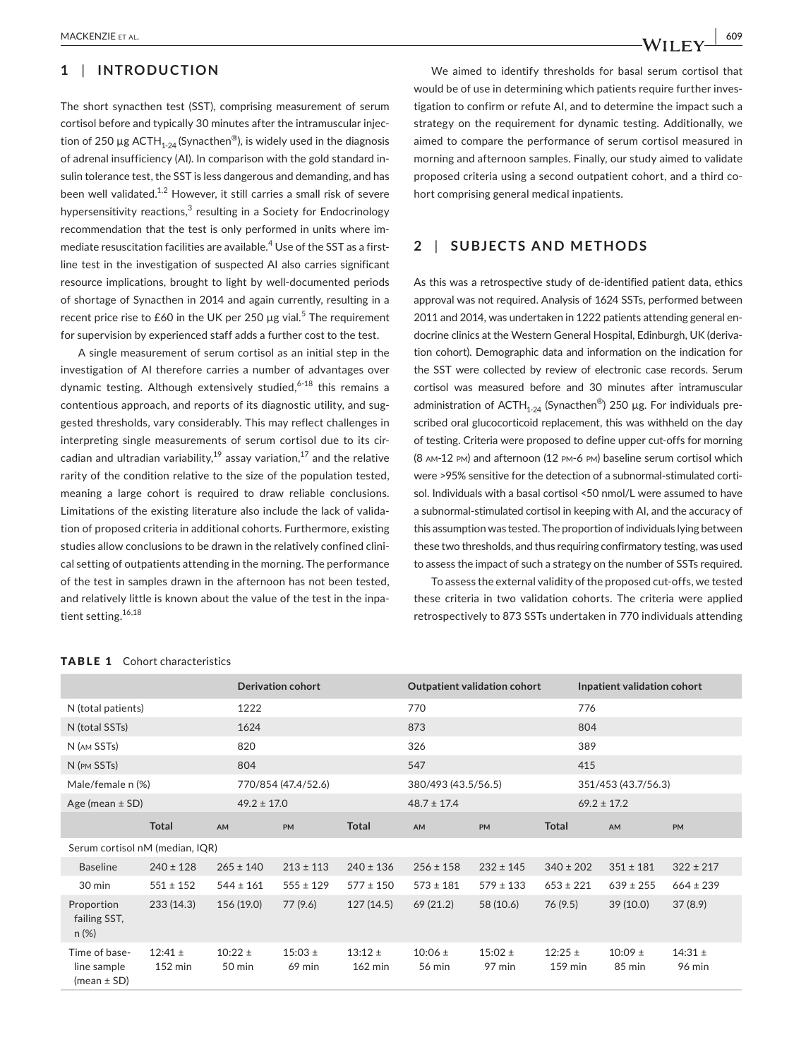## 1 | INTRODUCTION

The short synacthen test (SST), comprising measurement of serum cortisol before and typically 30 minutes after the intramuscular injection of 250 µg $ACTH_{1-24}$ (Synacthen®), is widely used in the diagnosis of adrenal insufficiency (AI). In comparison with the gold standard insulin tolerance test, the SST is less dangerous and demanding, and has been well validated.[1,2] However, it still carries a small risk of severe hypersensitivity reactions,[3] resulting in a Society for Endocrinology recommendation that the test is only performed in units where immediate resuscitation facilities are available.[4] Use of the SST as a first-line test in the investigation of suspected AI also carries significant resource implications, brought to light by well-documented periods of shortage of Synacthen in 2014 and again currently, resulting in a recent price rise to £60 in the UK per 250 µg vial.[5] The requirement for supervision by experienced staff adds a further cost to the test.

A single measurement of serum cortisol as an initial step in the investigation of AI therefore carries a number of advantages over dynamic testing. Although extensively studied,[6-18] this remains a contentious approach, and reports of its diagnostic utility, and suggested thresholds, vary considerably. This may reflect challenges in interpreting single measurements of serum cortisol due to its circadian and ultradian variability,[19] assay variation,[17] and the relative rarity of the condition relative to the size of the population tested, meaning a large cohort is required to draw reliable conclusions. Limitations of the existing literature also include the lack of validation of proposed criteria in additional cohorts. Furthermore, existing studies allow conclusions to be drawn in the relatively confined clinical setting of outpatients attending in the morning. The performance of the test in samples drawn in the afternoon has not been tested, and relatively little is known about the value of the test in the inpatient setting.[16,18]

We aimed to identify thresholds for basal serum cortisol that would be of use in determining which patients require further investigation to confirm or refute AI, and to determine the impact such a strategy on the requirement for dynamic testing. Additionally, we aimed to compare the performance of serum cortisol measured in morning and afternoon samples. Finally, our study aimed to validate proposed criteria using a second outpatient cohort, and a third cohort comprising general medical inpatients.

## 2 | SUBJECTS AND METHODS

As this was a retrospective study of de-identified patient data, ethics approval was not required. Analysis of 1624 SSTs, performed between 2011 and 2014, was undertaken in 1222 patients attending general endocrine clinics at the Western General Hospital, Edinburgh, UK (derivation cohort). Demographic data and information on the indication for the SST were collected by review of electronic case records. Serum cortisol was measured before and 30 minutes after intramuscular administration of $ACTH_{1-24}$ (Synacthen®) 250 µg. For individuals prescribed oral glucocorticoid replacement, this was withheld on the day of testing. Criteria were proposed to define upper cut-offs for morning (8 AM-12 PM) and afternoon (12 PM-6 PM) baseline serum cortisol which were >95% sensitive for the detection of a subnormal-stimulated cortisol. Individuals with a basal cortisol <50 nmol/L were assumed to have a subnormal-stimulated cortisol in keeping with AI, and the accuracy of this assumption was tested. The proportion of individuals lying between these two thresholds, and thus requiring confirmatory testing, was used to assess the impact of such a strategy on the number of SSTs required.

To assess the external validity of the proposed cut-offs, we tested these criteria in two validation cohorts. The criteria were applied retrospectively to 873 SSTs undertaken in 770 individuals attending

**TABLE 1** Cohort characteristics

| | Derivation cohort | | | Outpatient validation cohort | | | Inpatient validation cohort | | |
|---|---|---|---|---|---|---|---|---|---|
| N (total patients) | 1222 | | | 770 | | | 776 | | |
| N (total SSTs) | 1624 | | | 873 | | | 804 | | |
| N (AM SSTs) | 820 | | | 326 | | | 389 | | |
| N (PM SSTs) | 804 | | | 547 | | | 415 | | |
| Male/female n (%) | 770/854 (47.4/52.6) | | | 380/493 (43.5/56.5) | | | 351/453 (43.7/56.3) | | |
| Age (mean ± SD) | 49.2 ± 17.0 | | | 48.7 ± 17.4 | | | 69.2 ± 17.2 | | |
| | **Total** | AM | PM | **Total** | AM | PM | **Total** | AM | PM |
| Serum cortisol nM (median, IQR) | | | | | | | | | |
| Baseline | 240 ± 128 | 265 ± 140 | 213 ± 113 | 240 ± 136 | 256 ± 158 | 232 ± 145 | 340 ± 202 | 351 ± 181 | 322 ± 217 |
| 30 min | 551 ± 152 | 544 ± 161 | 555 ± 129 | 577 ± 150 | 573 ± 181 | 579 ± 133 | 653 ± 221 | 639 ± 255 | 664 ± 239 |
| Proportion failing SST, n (%) | 233 (14.3) | 156 (19.0) | 77 (9.6) | 127 (14.5) | 69 (21.2) | 58 (10.6) | 76 (9.5) | 39 (10.0) | 37 (8.9) |
| Time of baseline sample (mean ± SD) | 12:41 ± 152 min | 10:22 ± 50 min | 15:03 ± 69 min | 13:12 ± 162 min | 10:06 ± 56 min | 15:02 ± 97 min | 12:25 ± 159 min | 10:09 ± 85 min | 14:31 ± 96 min |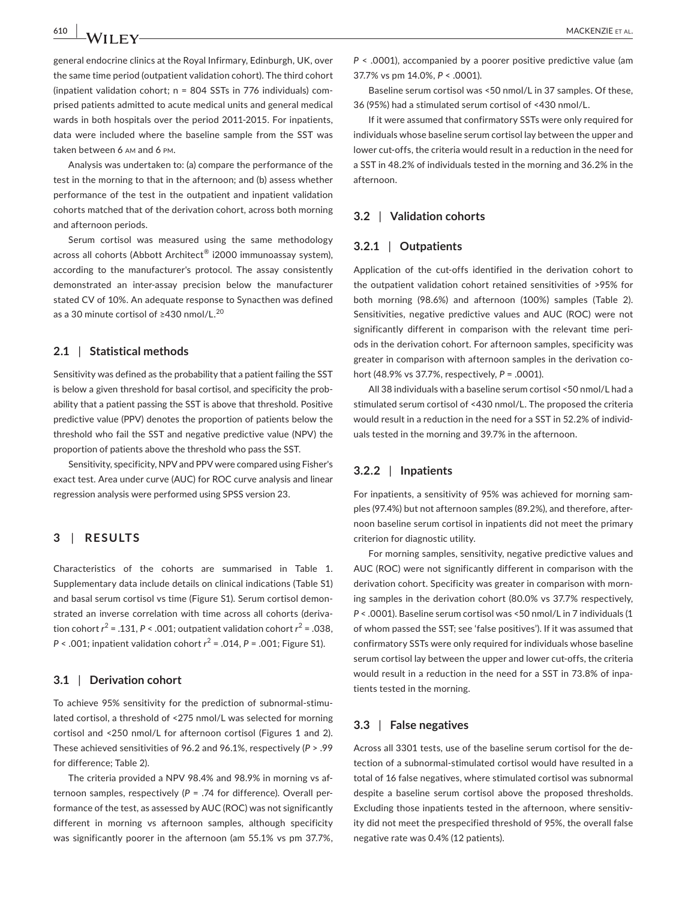general endocrine clinics at the Royal Infirmary, Edinburgh, UK, over the same time period (outpatient validation cohort). The third cohort (inpatient validation cohort; n = 804 SSTs in 776 individuals) comprised patients admitted to acute medical units and general medical wards in both hospitals over the period 2011-2015. For inpatients, data were included where the baseline sample from the SST was taken between 6 AM and 6 PM.

Analysis was undertaken to: (a) compare the performance of the test in the morning to that in the afternoon; and (b) assess whether performance of the test in the outpatient and inpatient validation cohorts matched that of the derivation cohort, across both morning and afternoon periods.

Serum cortisol was measured using the same methodology across all cohorts (Abbott Architect® i2000 immunoassay system), according to the manufacturer's protocol. The assay consistently demonstrated an inter-assay precision below the manufacturer stated CV of 10%. An adequate response to Synacthen was defined as a 30 minute cortisol of ≥430 nmol/L.[20]

### 2.1 | Statistical methods

Sensitivity was defined as the probability that a patient failing the SST is below a given threshold for basal cortisol, and specificity the probability that a patient passing the SST is above that threshold. Positive predictive value (PPV) denotes the proportion of patients below the threshold who fail the SST and negative predictive value (NPV) the proportion of patients above the threshold who pass the SST.

Sensitivity, specificity, NPV and PPV were compared using Fisher's exact test. Area under curve (AUC) for ROC curve analysis and linear regression analysis were performed using SPSS version 23.

## 3 | RESULTS

Characteristics of the cohorts are summarised in Table 1. Supplementary data include details on clinical indications (Table S1) and basal serum cortisol vs time (Figure S1). Serum cortisol demonstrated an inverse correlation with time across all cohorts (derivation cohort $r^2$ = .131, $P$ < .001; outpatient validation cohort $r^2$ = .038, $P$ < .001; inpatient validation cohort $r^2$ = .014, $P$ = .001; Figure S1).

### 3.1 | Derivation cohort

To achieve 95% sensitivity for the prediction of subnormal-stimulated cortisol, a threshold of <275 nmol/L was selected for morning cortisol and <250 nmol/L for afternoon cortisol (Figures 1 and 2). These achieved sensitivities of 96.2 and 96.1%, respectively ($P$ > .99 for difference; Table 2).

The criteria provided a NPV 98.4% and 98.9% in morning vs afternoon samples, respectively ($P$ = .74 for difference). Overall performance of the test, as assessed by AUC (ROC) was not significantly different in morning vs afternoon samples, although specificity was significantly poorer in the afternoon (am 55.1% vs pm 37.7%, $P$ < .0001), accompanied by a poorer positive predictive value (am 37.7% vs pm 14.0%, $P$ < .0001).

Baseline serum cortisol was <50 nmol/L in 37 samples. Of these, 36 (95%) had a stimulated serum cortisol of <430 nmol/L.

If it were assumed that confirmatory SSTs were only required for individuals whose baseline serum cortisol lay between the upper and lower cut-offs, the criteria would result in a reduction in the need for a SST in 48.2% of individuals tested in the morning and 36.2% in the afternoon.

### 3.2 | Validation cohorts

#### 3.2.1 | Outpatients

Application of the cut-offs identified in the derivation cohort to the outpatient validation cohort retained sensitivities of >95% for both morning (98.6%) and afternoon (100%) samples (Table 2). Sensitivities, negative predictive values and AUC (ROC) were not significantly different in comparison with the relevant time periods in the derivation cohort. For afternoon samples, specificity was greater in comparison with afternoon samples in the derivation cohort (48.9% vs 37.7%, respectively, $P$ = .0001).

All 38 individuals with a baseline serum cortisol <50 nmol/L had a stimulated serum cortisol of <430 nmol/L. The proposed the criteria would result in a reduction in the need for a SST in 52.2% of individuals tested in the morning and 39.7% in the afternoon.

#### 3.2.2 | Inpatients

For inpatients, a sensitivity of 95% was achieved for morning samples (97.4%) but not afternoon samples (89.2%), and therefore, afternoon baseline serum cortisol in inpatients did not meet the primary criterion for diagnostic utility.

For morning samples, sensitivity, negative predictive values and AUC (ROC) were not significantly different in comparison with the derivation cohort. Specificity was greater in comparison with morning samples in the derivation cohort (80.0% vs 37.7% respectively, $P$ < .0001). Baseline serum cortisol was <50 nmol/L in 7 individuals (1 of whom passed the SST; see 'false positives'). If it was assumed that confirmatory SSTs were only required for individuals whose baseline serum cortisol lay between the upper and lower cut-offs, the criteria would result in a reduction in the need for a SST in 73.8% of inpatients tested in the morning.

### 3.3 | False negatives

Across all 3301 tests, use of the baseline serum cortisol for the detection of a subnormal-stimulated cortisol would have resulted in a total of 16 false negatives, where stimulated cortisol was subnormal despite a baseline serum cortisol above the proposed thresholds. Excluding those inpatients tested in the afternoon, where sensitivity did not meet the prespecified threshold of 95%, the overall false negative rate was 0.4% (12 patients).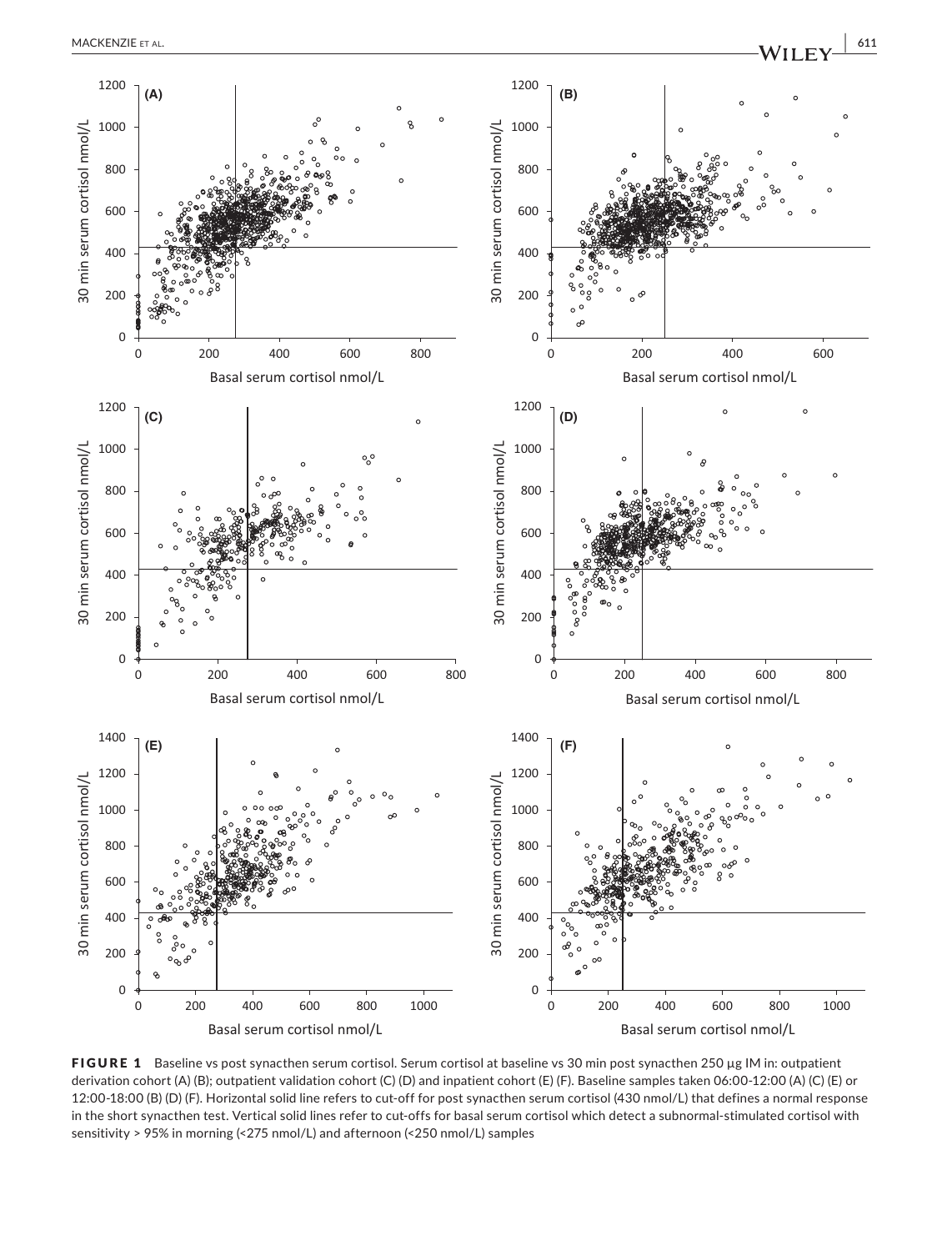**FIGURE 1** Baseline vs post synacthen serum cortisol. Serum cortisol at baseline vs 30 min post synacthen 250 µg IM in: outpatient derivation cohort (A) (B); outpatient validation cohort (C) (D) and inpatient cohort (E) (F). Baseline samples taken 06:00-12:00 (A) (C) (E) or 12:00-18:00 (B) (D) (F). Horizontal solid line refers to cut-off for post synacthen serum cortisol (430 nmol/L) that defines a normal response in the short synacthen test. Vertical solid lines refer to cut-offs for basal serum cortisol which detect a subnormal-stimulated cortisol with sensitivity > 95% in morning (<275 nmol/L) and afternoon (<250 nmol/L) samples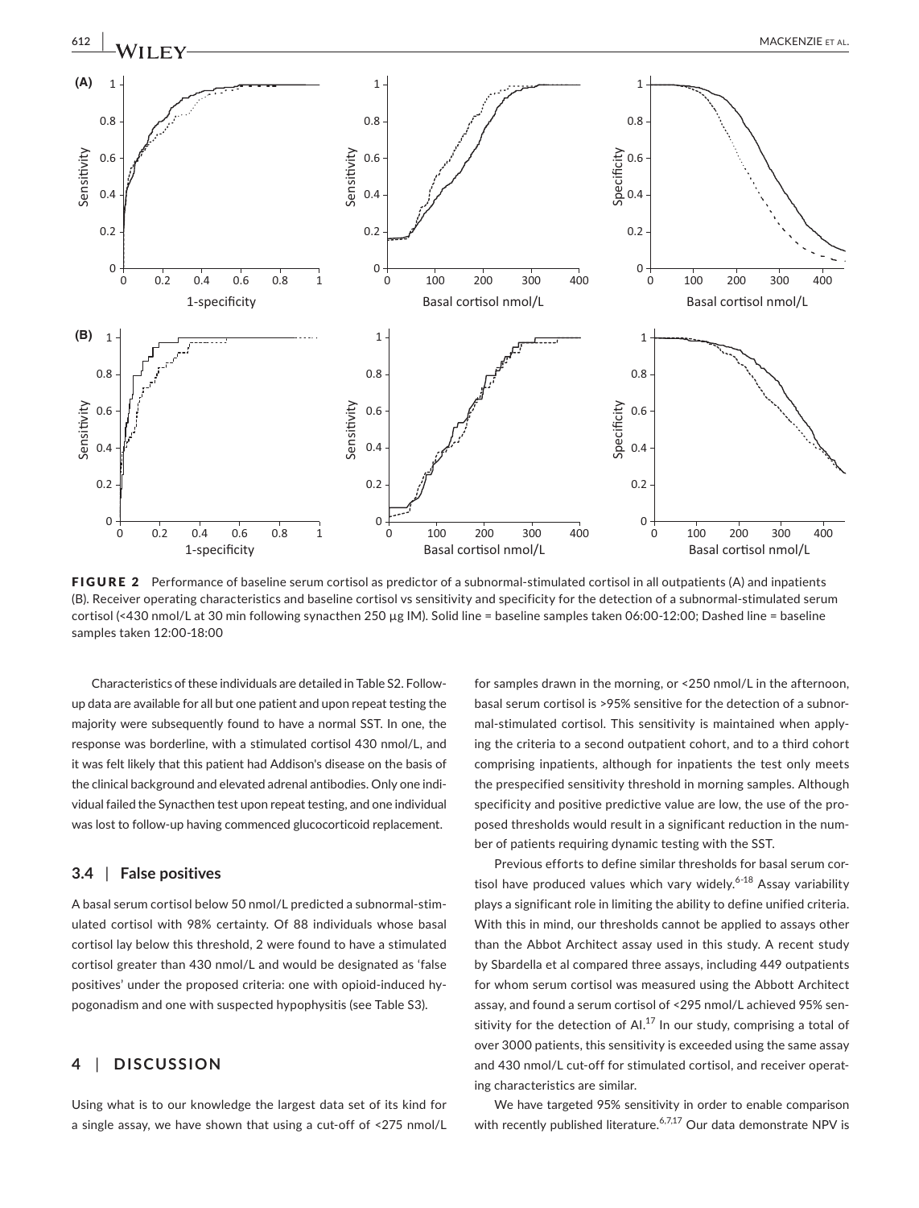FIGURE 2 Performance of baseline serum cortisol as predictor of a subnormal-stimulated cortisol in all outpatients (A) and inpatients (B). Receiver operating characteristics and baseline cortisol vs sensitivity and specificity for the detection of a subnormal-stimulated serum cortisol (<430 nmol/L at 30 min following synacthen 250 µg IM). Solid line = baseline samples taken 06:00-12:00; Dashed line = baseline samples taken 12:00-18:00

Characteristics of these individuals are detailed in Table S2. Follow-up data are available for all but one patient and upon repeat testing the majority were subsequently found to have a normal SST. In one, the response was borderline, with a stimulated cortisol 430 nmol/L, and it was felt likely that this patient had Addison's disease on the basis of the clinical background and elevated adrenal antibodies. Only one individual failed the Synacthen test upon repeat testing, and one individual was lost to follow-up having commenced glucocorticoid replacement.

### 3.4 | False positives

A basal serum cortisol below 50 nmol/L predicted a subnormal-stimulated cortisol with 98% certainty. Of 88 individuals whose basal cortisol lay below this threshold, 2 were found to have a stimulated cortisol greater than 430 nmol/L and would be designated as 'false positives' under the proposed criteria: one with opioid-induced hypogonadism and one with suspected hypophysitis (see Table S3).

## 4 | DISCUSSION

Using what is to our knowledge the largest data set of its kind for a single assay, we have shown that using a cut-off of <275 nmol/L for samples drawn in the morning, or <250 nmol/L in the afternoon, basal serum cortisol is >95% sensitive for the detection of a subnormal-stimulated cortisol. This sensitivity is maintained when applying the criteria to a second outpatient cohort, and to a third cohort comprising inpatients, although for inpatients the test only meets the prespecified sensitivity threshold in morning samples. Although specificity and positive predictive value are low, the use of the proposed thresholds would result in a significant reduction in the number of patients requiring dynamic testing with the SST.

Previous efforts to define similar thresholds for basal serum cortisol have produced values which vary widely.[6-18] Assay variability plays a significant role in limiting the ability to define unified criteria. With this in mind, our thresholds cannot be applied to assays other than the Abbot Architect assay used in this study. A recent study by Sbardella et al compared three assays, including 449 outpatients for whom serum cortisol was measured using the Abbott Architect assay, and found a serum cortisol of <295 nmol/L achieved 95% sensitivity for the detection of AI.[17] In our study, comprising a total of over 3000 patients, this sensitivity is exceeded using the same assay and 430 nmol/L cut-off for stimulated cortisol, and receiver operating characteristics are similar.

We have targeted 95% sensitivity in order to enable comparison with recently published literature.[6,7,17] Our data demonstrate NPV is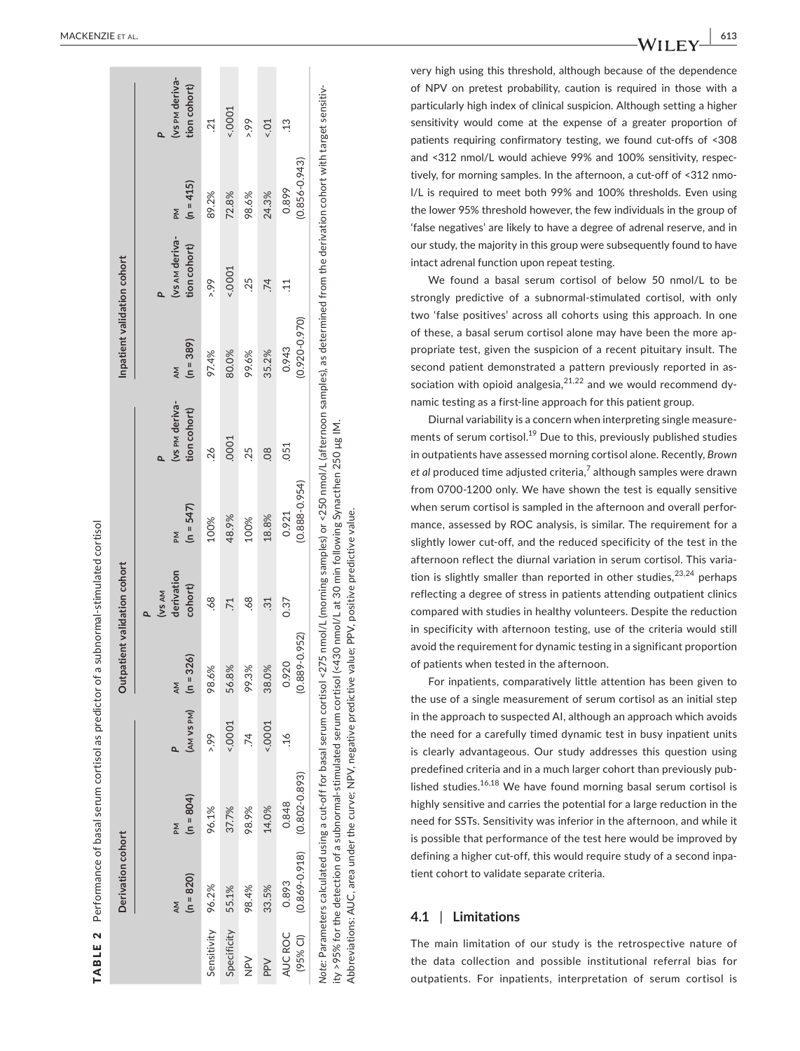**TABLE 2** Performance of basal serum cortisol as predictor of a subnormal-stimulated cortisol

| | Derivation cohort | | | Outpatient validation cohort | | | | Inpatient validation cohort | | | |
|---|---|---|---|---|---|---|---|---|---|---|---|
| | AM (n = 820) | PM (n = 804) | P (AM vs PM) | AM (n = 326) | P (vs AM derivation cohort) | PM (n = 547) | P (vs PM derivation cohort) | AM (n = 389) | P (vs AM derivation cohort) | PM (n = 415) | P (vs PM derivation cohort) |
| Sensitivity | 96.2% | 96.1% | >.99 | 98.6% | .68 | 100% | .26 | 97.4% | >.99 | 89.2% | .21 |
| Specificity | 55.1% | 37.7% | <.0001 | 56.8% | .71 | 48.9% | .0001 | 80.0% | <.0001 | 72.8% | <.0001 |
| NPV | 98.4% | 98.9% | .74 | 99.3% | .68 | 100% | .25 | 99.6% | .25 | 98.6% | >.99 |
| PPV | 33.5% | 14.0% | <.0001 | 38.0% | .31 | 18.8% | .08 | 35.2% | .74 | 24.3% | <.01 |
| AUC ROC (95% CI) | 0.893 (0.869-0.918) | 0.848 (0.802-0.893) | .16 | 0.920 (0.889-0.952) | 0.37 | 0.921 (0.888-0.954) | .051 | 0.943 (0.920-0.970) | .11 | 0.899 (0.856-0.943) | .13 |

*Note:* Parameters calculated using a cut-off for basal serum cortisol <275 nmol/L (morning samples) or <250 nmol/L (afternoon samples), as determined from the derivation cohort with target sensitivity >95% for the detection of a subnormal-stimulated serum cortisol (<430 nmol/L at 30 min following Synacthen 250 µg IM.

Abbreviations: AUC, area under the curve; NPV, negative predictive value; PPV, positive predictive value.

very high using this threshold, although because of the dependence of NPV on pretest probability, caution is required in those with a particularly high index of clinical suspicion. Although setting a higher sensitivity would come at the expense of a greater proportion of patients requiring confirmatory testing, we found cut-offs of <308 and <312 nmol/L would achieve 99% and 100% sensitivity, respectively, for morning samples. In the afternoon, a cut-off of <312 nmol/L is required to meet both 99% and 100% thresholds. Even using the lower 95% threshold however, the few individuals in the group of 'false negatives' are likely to have a degree of adrenal reserve, and in our study, the majority in this group were subsequently found to have intact adrenal function upon repeat testing.

We found a basal serum cortisol of below 50 nmol/L to be strongly predictive of a subnormal-stimulated cortisol, with only two 'false positives' across all cohorts using this approach. In one of these, a basal serum cortisol alone may have been the more appropriate test, given the suspicion of a recent pituitary insult. The second patient demonstrated a pattern previously reported in association with opioid analgesia,[21,22] and we would recommend dynamic testing as a first-line approach for this patient group.

Diurnal variability is a concern when interpreting single measurements of serum cortisol.[19] Due to this, previously published studies in outpatients have assessed morning cortisol alone. Recently, *Brown et al* produced time adjusted criteria,[7] although samples were drawn from 0700-1200 only. We have shown the test is equally sensitive when serum cortisol is sampled in the afternoon and overall performance, assessed by ROC analysis, is similar. The requirement for a slightly lower cut-off, and the reduced specificity of the test in the afternoon reflect the diurnal variation in serum cortisol. This variation is slightly smaller than reported in other studies,[23,24] perhaps reflecting a degree of stress in patients attending outpatient clinics compared with studies in healthy volunteers. Despite the reduction in specificity with afternoon testing, use of the criteria would still avoid the requirement for dynamic testing in a significant proportion of patients when tested in the afternoon.

For inpatients, comparatively little attention has been given to the use of a single measurement of serum cortisol as an initial step in the approach to suspected AI, although an approach which avoids the need for a carefully timed dynamic test in busy inpatient units is clearly advantageous. Our study addresses this question using predefined criteria and in a much larger cohort than previously published studies.[16,18] We have found morning basal serum cortisol is highly sensitive and carries the potential for a large reduction in the need for SSTs. Sensitivity was inferior in the afternoon, and while it is possible that performance of the test here would be improved by defining a higher cut-off, this would require study of a second inpatient cohort to validate separate criteria.

### 4.1 | Limitations

The main limitation of our study is the retrospective nature of the data collection and possible institutional referral bias for outpatients. For inpatients, interpretation of serum cortisol is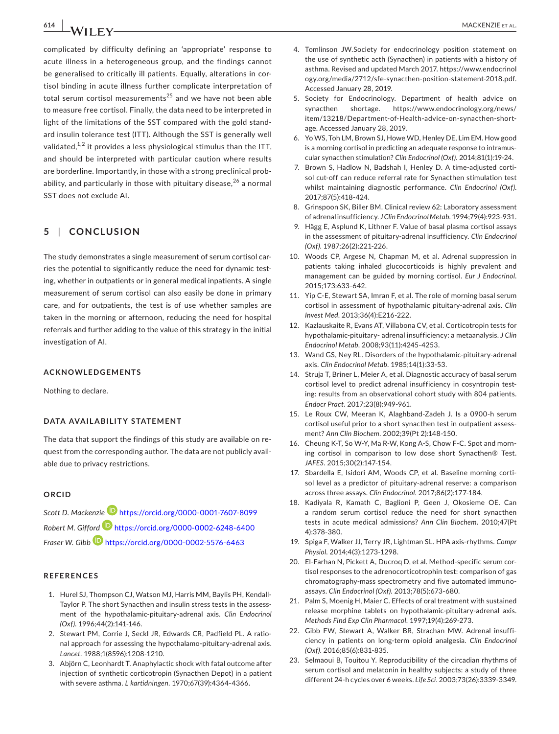complicated by difficulty defining an 'appropriate' response to acute illness in a heterogeneous group, and the findings cannot be generalised to critically ill patients. Equally, alterations in cortisol binding in acute illness further complicate interpretation of total serum cortisol measurements[25] and we have not been able to measure free cortisol. Finally, the data need to be interpreted in light of the limitations of the SST compared with the gold standard insulin tolerance test (ITT). Although the SST is generally well validated,[1,2] it provides a less physiological stimulus than the ITT, and should be interpreted with particular caution where results are borderline. Importantly, in those with a strong preclinical probability, and particularly in those with pituitary disease,[26] a normal SST does not exclude AI.

## 5 | CONCLUSION

The study demonstrates a single measurement of serum cortisol carries the potential to significantly reduce the need for dynamic testing, whether in outpatients or in general medical inpatients. A single measurement of serum cortisol can also easily be done in primary care, and for outpatients, the test is of use whether samples are taken in the morning or afternoon, reducing the need for hospital referrals and further adding to the value of this strategy in the initial investigation of AI.

### ACKNOWLEDGEMENTS

Nothing to declare.

### DATA AVAILABILITY STATEMENT

The data that support the findings of this study are available on request from the corresponding author. The data are not publicly available due to privacy restrictions.

### ORCID

*Scott D. Mackenzie* https://orcid.org/0000-0001-7607-8099

*Robert M. Gifford* https://orcid.org/0000-0002-6248-6400

*Fraser W. Gibb* https://orcid.org/0000-0002-5576-6463

### REFERENCES

1. Hurel SJ, Thompson CJ, Watson MJ, Harris MM, Baylis PH, Kendall-Taylor P. The short Synacthen and insulin stress tests in the assessment of the hypothalamic-pituitary-adrenal axis. *Clin Endocrinol (Oxf)*. 1996;44(2):141-146.
2. Stewart PM, Corrie J, Seckl JR, Edwards CR, Padfield PL. A rational approach for assessing the hypothalamo-pituitary-adrenal axis. *Lancet*. 1988;1(8596):1208-1210.
3. Abjörn C, Leonhardt T. Anaphylactic shock with fatal outcome after injection of synthetic corticotropin (Synacthen Depot) in a patient with severe asthma. *L kartidningen*. 1970;67(39):4364-4366.
4. Tomlinson JW.Society for endocrinology position statement on the use of synthetic acth (Synacthen) in patients with a history of asthma. Revised and updated March 2017. https://www.endocrinology.org/media/2712/sfe-synacthen-position-statement-2018.pdf. Accessed January 28, 2019.
5. Society for Endocrinology. Department of health advice on synacthen shortage. https://www.endocrinology.org/news/item/13218/Department-of-Health-advice-on-synacthen-shortage. Accessed January 28, 2019.
6. Yo WS, Toh LM, Brown SJ, Howe WD, Henley DE, Lim EM. How good is a morning cortisol in predicting an adequate response to intramuscular synacthen stimulation? *Clin Endocrinol (Oxf)*. 2014;81(1):19-24.
7. Brown S, Hadlow N, Badshah I, Henley D. A time-adjusted cortisol cut-off can reduce referral rate for Synacthen stimulation test whilst maintaining diagnostic performance. *Clin Endocrinol (Oxf)*. 2017;87(5):418-424.
8. Grinspoon SK, Biller BM. Clinical review 62: Laboratory assessment of adrenal insufficiency. *J Clin Endocrinol Metab*. 1994;79(4):923-931.
9. Hägg E, Asplund K, Lithner F. Value of basal plasma cortisol assays in the assessment of pituitary-adrenal insufficiency. *Clin Endocrinol (Oxf)*. 1987;26(2):221-226.
10. Woods CP, Argese N, Chapman M, et al. Adrenal suppression in patients taking inhaled glucocorticoids is highly prevalent and management can be guided by morning cortisol. *Eur J Endocrinol*. 2015;173:633-642.
11. Yip C-E, Stewart SA, Imran F, et al. The role of morning basal serum cortisol in assessment of hypothalamic pituitary-adrenal axis. *Clin Invest Med*. 2013;36(4):E216-222.
12. Kazlauskaite R, Evans AT, Villabona CV, et al. Corticotropin tests for hypothalamic-pituitary- adrenal insufficiency: a metaanalysis. *J Clin Endocrinol Metab*. 2008;93(11):4245-4253.
13. Wand GS, Ney RL. Disorders of the hypothalamic-pituitary-adrenal axis. *Clin Endocrinol Metab*. 1985;14(1):33-53.
14. Struja T, Briner L, Meier A, et al. Diagnostic accuracy of basal serum cortisol level to predict adrenal insufficiency in cosyntropin testing: results from an observational cohort study with 804 patients. *Endocr Pract*. 2017;23(8):949-961.
15. Le Roux CW, Meeran K, Alaghband-Zadeh J. Is a 0900-h serum cortisol useful prior to a short synacthen test in outpatient assessment? *Ann Clin Biochem*. 2002;39(Pt 2):148-150.
16. Cheung K-T, So W-Y, Ma R-W, Kong A-S, Chow F-C. Spot and morning cortisol in comparison to low dose short Synacthen® Test. *JAFES*. 2015;30(2):147-154.
17. Sbardella E, Isidori AM, Woods CP, et al. Baseline morning cortisol level as a predictor of pituitary-adrenal reserve: a comparison across three assays. *Clin Endocrinol*. 2017;86(2):177-184.
18. Kadiyala R, Kamath C, Baglioni P, Geen J, Okosieme OE. Can a random serum cortisol reduce the need for short synacthen tests in acute medical admissions? *Ann Clin Biochem*. 2010;47(Pt 4):378-380.
19. Spiga F, Walker JJ, Terry JR, Lightman SL. HPA axis-rhythms. *Compr Physiol*. 2014;4(3):1273-1298.
20. El-Farhan N, Pickett A, Ducroq D, et al. Method-specific serum cortisol responses to the adrenocorticotrophin test: comparison of gas chromatography-mass spectrometry and five automated immunoassays. *Clin Endocrinol (Oxf)*. 2013;78(5):673-680.
21. Palm S, Moenig H, Maier C. Effects of oral treatment with sustained release morphine tablets on hypothalamic-pituitary-adrenal axis. *Methods Find Exp Clin Pharmacol*. 1997;19(4):269-273.
22. Gibb FW, Stewart A, Walker BR, Strachan MW. Adrenal insufficiency in patients on long-term opioid analgesia. *Clin Endocrinol (Oxf)*. 2016;85(6):831-835.
23. Selmaoui B, Touitou Y. Reproducibility of the circadian rhythms of serum cortisol and melatonin in healthy subjects: a study of three different 24-h cycles over 6 weeks. *Life Sci*. 2003;73(26):3339-3349.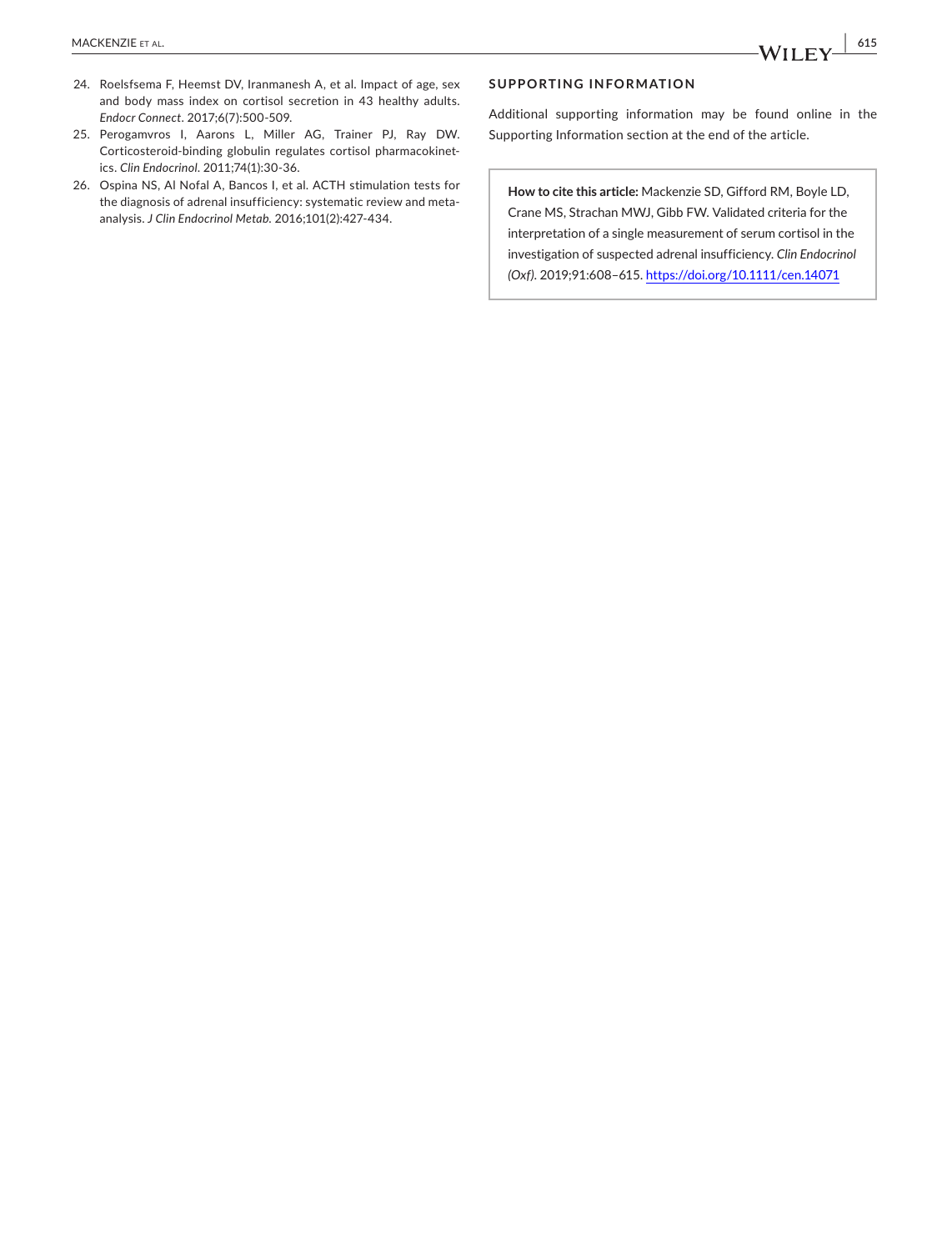24. Roelsfsema F, Heemst DV, Iranmanesh A, et al. Impact of age, sex and body mass index on cortisol secretion in 43 healthy adults. *Endocr Connect*. 2017;6(7):500-509.
25. Perogamvros I, Aarons L, Miller AG, Trainer PJ, Ray DW. Corticosteroid-binding globulin regulates cortisol pharmacokinetics. *Clin Endocrinol*. 2011;74(1):30-36.
26. Ospina NS, Al Nofal A, Bancos I, et al. ACTH stimulation tests for the diagnosis of adrenal insufficiency: systematic review and meta-analysis. *J Clin Endocrinol Metab*. 2016;101(2):427-434.

## SUPPORTING INFORMATION

Additional supporting information may be found online in the Supporting Information section at the end of the article.

**How to cite this article:** Mackenzie SD, Gifford RM, Boyle LD, Crane MS, Strachan MWJ, Gibb FW. Validated criteria for the interpretation of a single measurement of serum cortisol in the investigation of suspected adrenal insufficiency. *Clin Endocrinol (Oxf)*. 2019;91:608–615. https://doi.org/10.1111/cen.14071